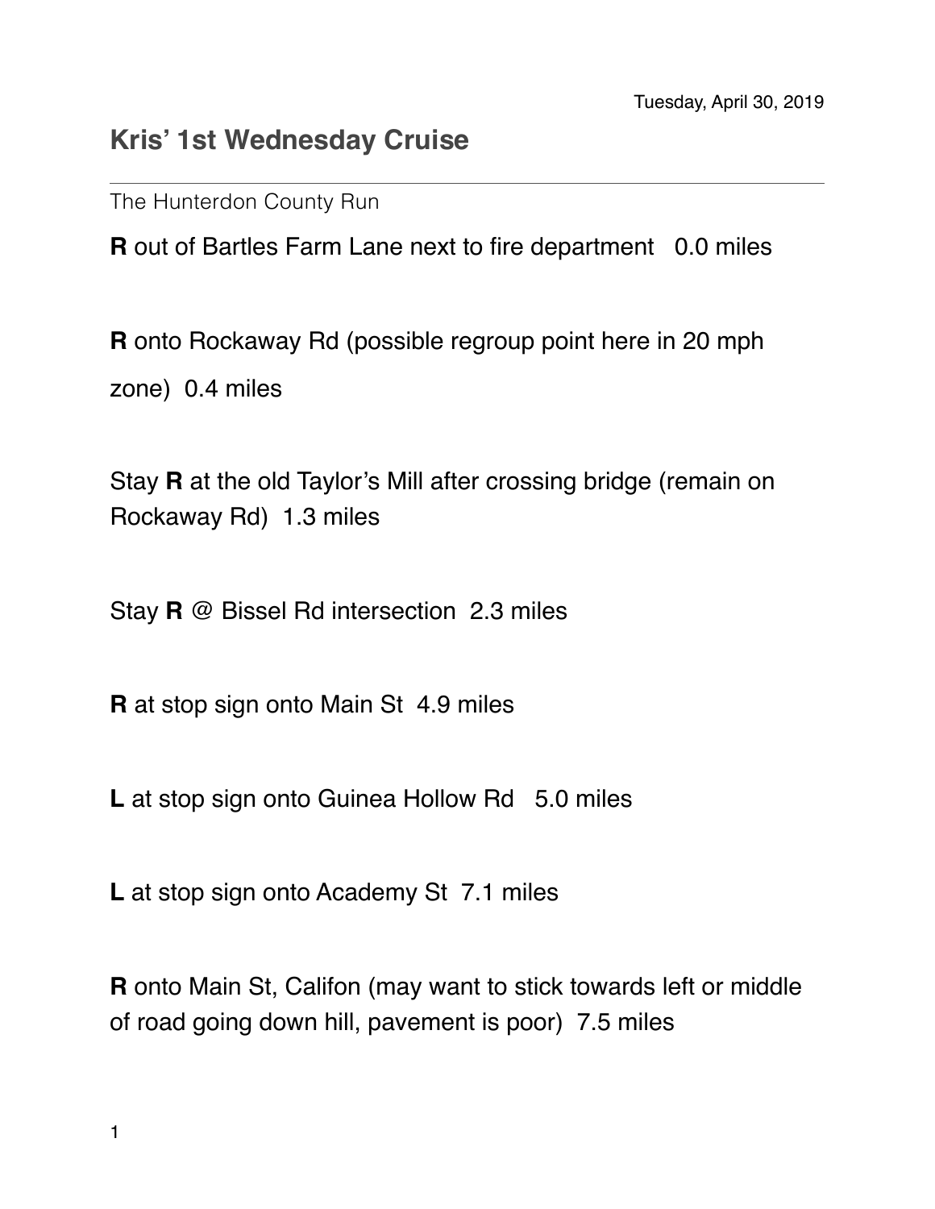Tuesday, April 30, 2019

# Kris' 1st Wednesday Cruise

The Hunterdon County Run

**R** out of Bartles Farm Lane next to fire department   0.0 miles

**R** onto Rockaway Rd (possible regroup point here in 20 mph zone)  0.4 miles

Stay **R** at the old Taylor's Mill after crossing bridge (remain on Rockaway Rd)  1.3 miles

Stay **R** @ Bissel Rd intersection  2.3 miles

**R** at stop sign onto Main St  4.9 miles

**L** at stop sign onto Guinea Hollow Rd   5.0 miles

**L** at stop sign onto Academy St  7.1 miles

**R** onto Main St, Califon (may want to stick towards left or middle of road going down hill, pavement is poor)  7.5 miles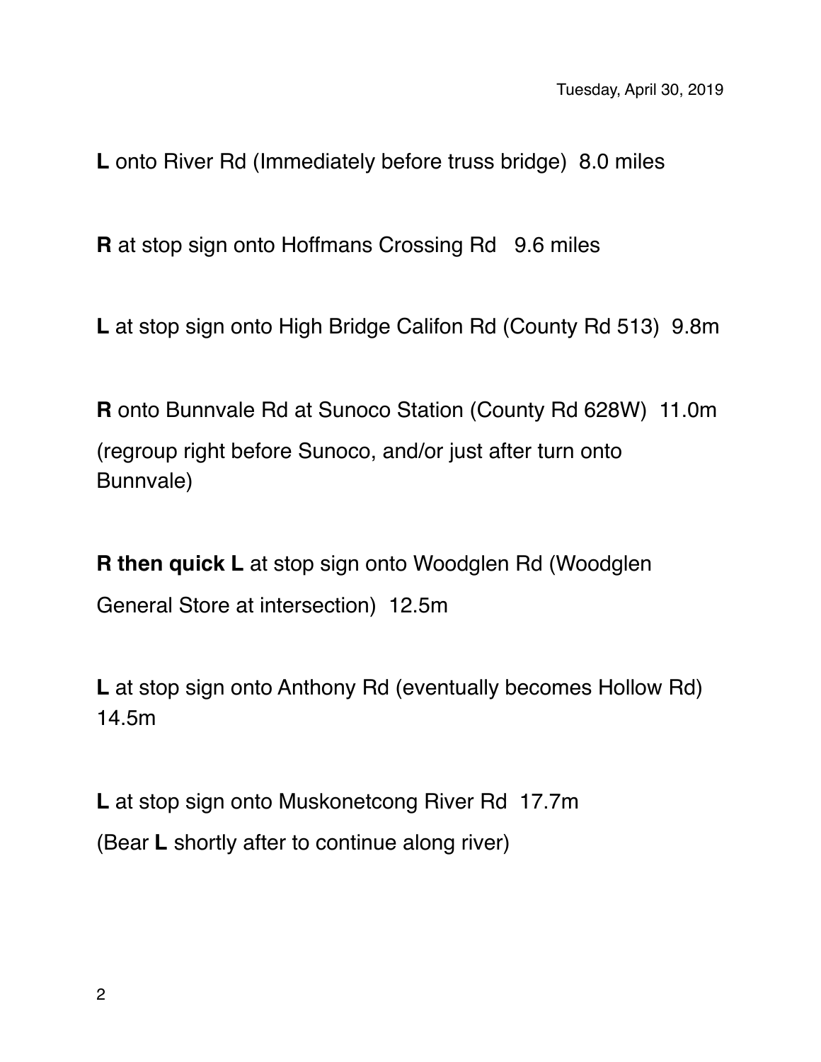**L** onto River Rd (Immediately before truss bridge)  8.0 miles

**R** at stop sign onto Hoffmans Crossing Rd   9.6 miles

**L** at stop sign onto High Bridge Califon Rd (County Rd 513)  9.8m

**R** onto Bunnvale Rd at Sunoco Station (County Rd 628W)  11.0m
(regroup right before Sunoco, and/or just after turn onto Bunnvale)

**R then quick L** at stop sign onto Woodglen Rd (Woodglen General Store at intersection)  12.5m

**L** at stop sign onto Anthony Rd (eventually becomes Hollow Rd) 14.5m

**L** at stop sign onto Muskonetcong River Rd  17.7m
(Bear **L** shortly after to continue along river)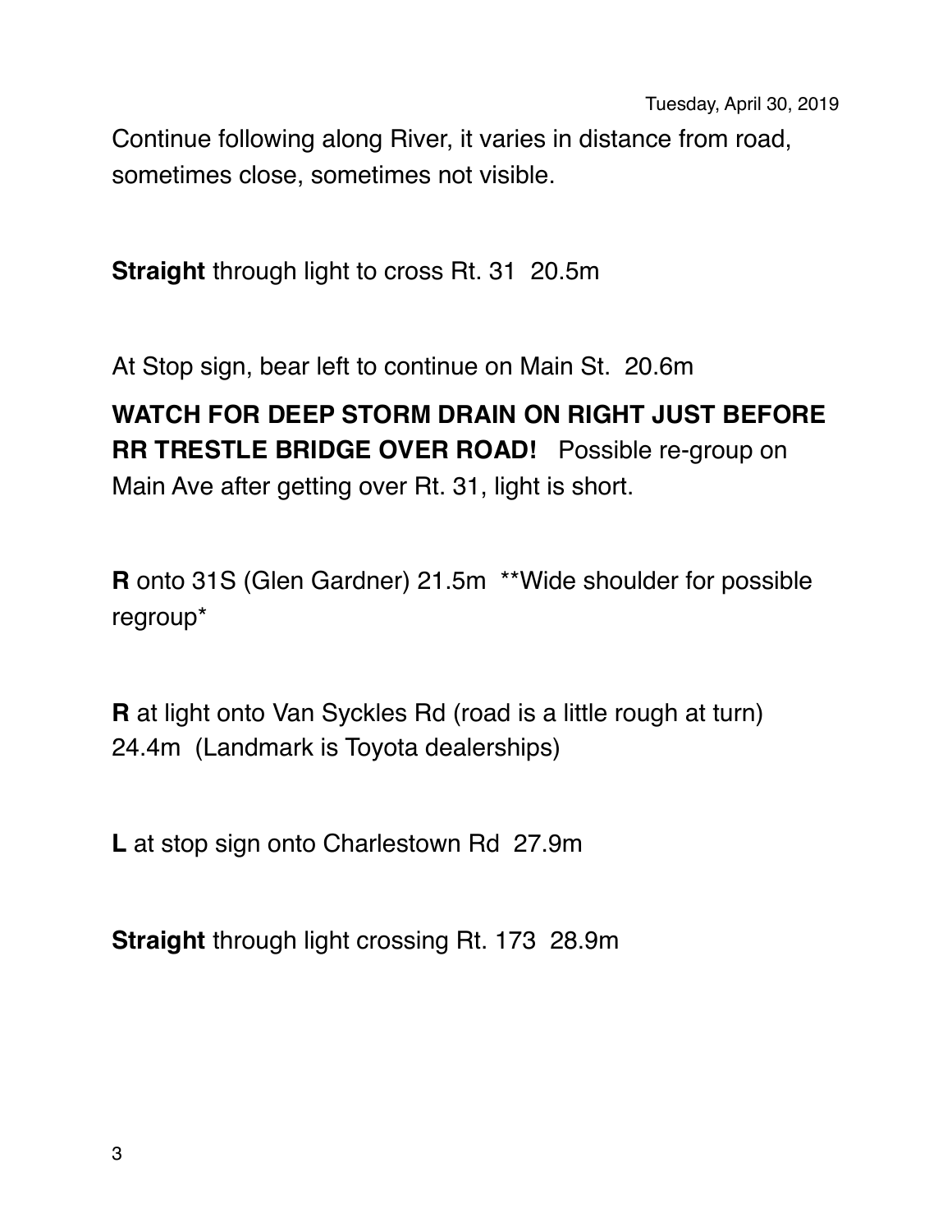Continue following along River, it varies in distance from road, sometimes close, sometimes not visible.

**Straight** through light to cross Rt. 31  20.5m

At Stop sign, bear left to continue on Main St.  20.6m

**WATCH FOR DEEP STORM DRAIN ON RIGHT JUST BEFORE RR TRESTLE BRIDGE OVER ROAD!**  Possible re-group on Main Ave after getting over Rt. 31, light is short.

**R** onto 31S (Glen Gardner) 21.5m  **Wide shoulder for possible regroup*

**R** at light onto Van Syckles Rd (road is a little rough at turn) 24.4m  (Landmark is Toyota dealerships)

**L** at stop sign onto Charlestown Rd  27.9m

**Straight** through light crossing Rt. 173  28.9m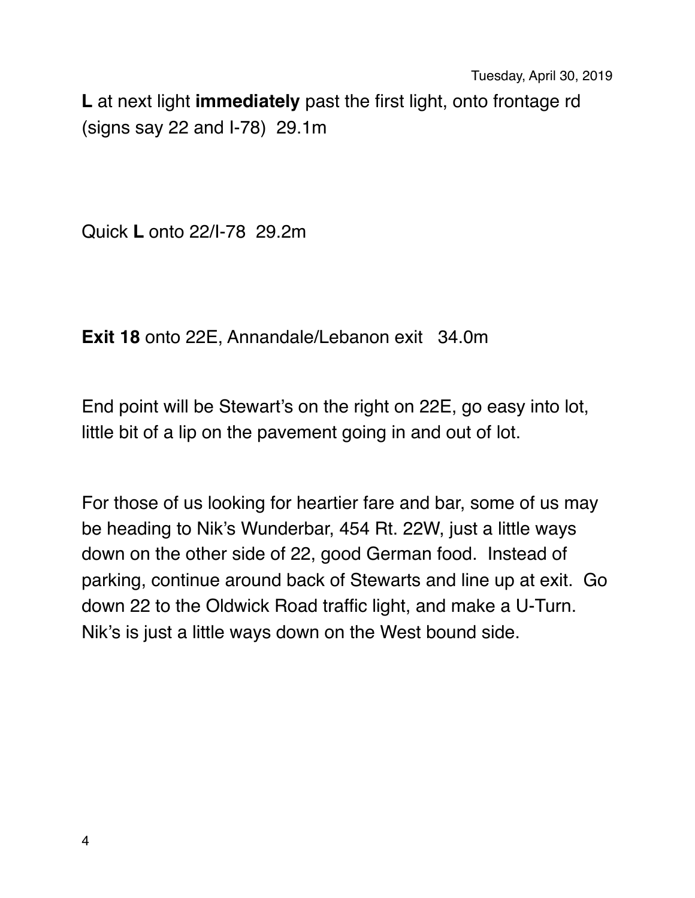**L** at next light **immediately** past the first light, onto frontage rd (signs say 22 and I-78)  29.1m

Quick **L** onto 22/I-78  29.2m

**Exit 18** onto 22E, Annandale/Lebanon exit   34.0m

End point will be Stewart's on the right on 22E, go easy into lot, little bit of a lip on the pavement going in and out of lot.

For those of us looking for heartier fare and bar, some of us may be heading to Nik's Wunderbar, 454 Rt. 22W, just a little ways down on the other side of 22, good German food.  Instead of parking, continue around back of Stewarts and line up at exit.  Go down 22 to the Oldwick Road traffic light, and make a U-Turn.  Nik's is just a little ways down on the West bound side.